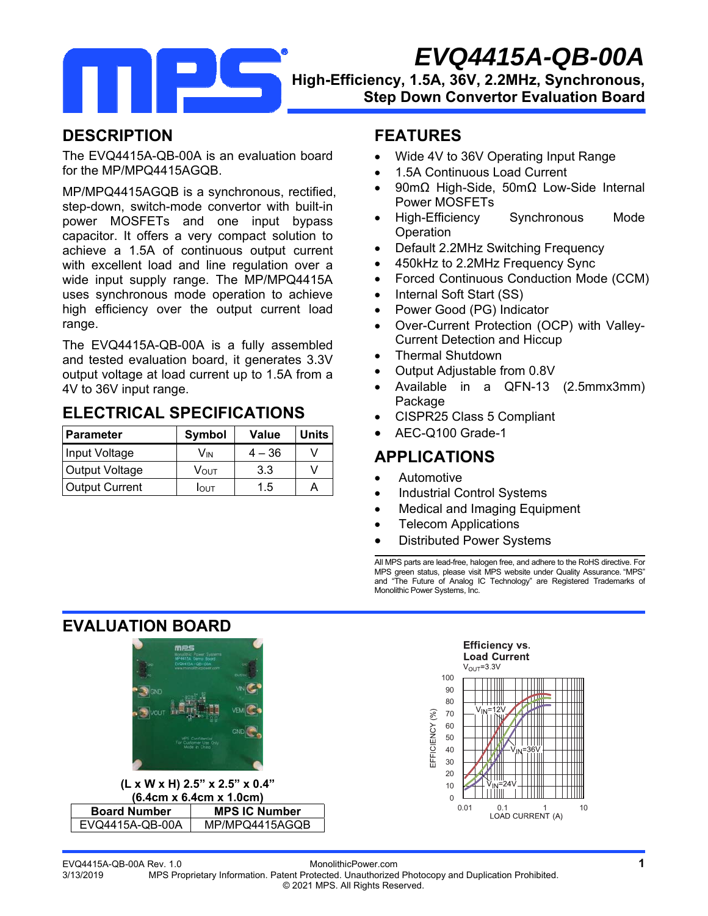# EVQ4415A-QB-00A

**High-Efficiency, 1.5A, 36V, 2.2MHz, Synchronous, Step Down Convertor Evaluation Board**

## DESCRIPTION

The EVQ4415A-QB-00A is an evaluation board for the MP/MPQ4415AGQB.

MP/MPQ4415AGQB is a synchronous, rectified, step-down, switch-mode convertor with built-in power MOSFETs and one input bypass capacitor. It offers a very compact solution to achieve a 1.5A of continuous output current with excellent load and line regulation over a wide input supply range. The MP/MPQ4415A uses synchronous mode operation to achieve high efficiency over the output current load range.

The EVQ4415A-QB-00A is a fully assembled and tested evaluation board, it generates 3.3V output voltage at load current up to 1.5A from a 4V to 36V input range.

## ELECTRICAL SPECIFICATIONS

| Parameter | Symbol | Value | Units |
|---|---|---|---|
| Input Voltage | $V_{IN}$ | 4 – 36 | V |
| Output Voltage | $V_{OUT}$ | 3.3 | V |
| Output Current | $I_{OUT}$ | 1.5 | A |

## FEATURES

- Wide 4V to 36V Operating Input Range
- 1.5A Continuous Load Current
- 90mΩ High-Side, 50mΩ Low-Side Internal Power MOSFETs
- High-Efficiency Synchronous Mode Operation
- Default 2.2MHz Switching Frequency
- 450kHz to 2.2MHz Frequency Sync
- Forced Continuous Conduction Mode (CCM)
- Internal Soft Start (SS)
- Power Good (PG) Indicator
- Over-Current Protection (OCP) with Valley-Current Detection and Hiccup
- Thermal Shutdown
- Output Adjustable from 0.8V
- Available in a QFN-13 (2.5mmx3mm) Package
- CISPR25 Class 5 Compliant
- AEC-Q100 Grade-1

## APPLICATIONS

- Automotive
- Industrial Control Systems
- Medical and Imaging Equipment
- Telecom Applications
- Distributed Power Systems

All MPS parts are lead-free, halogen free, and adhere to the RoHS directive. For MPS green status, please visit MPS website under Quality Assurance. "MPS" and "The Future of Analog IC Technology" are Registered Trademarks of Monolithic Power Systems, Inc.

## EVALUATION BOARD

(L x W x H) 2.5" x 2.5" x 0.4"
(6.4cm x 6.4cm x 1.0cm)

| Board Number | MPS IC Number |
|---|---|
| EVQ4415A-QB-00A | MP/MPQ4415AGQB |

**Efficiency vs. Load Current**
$V_{OUT}$=3.3V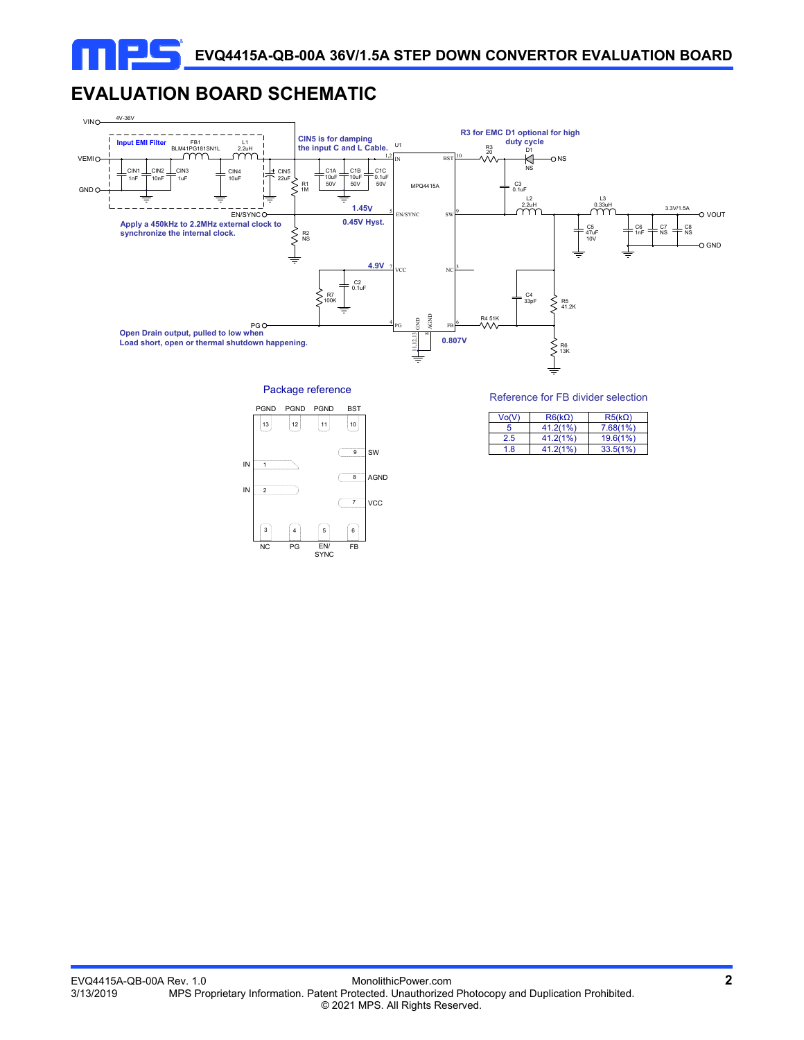## EVALUATION BOARD SCHEMATIC

VIN 4V-36V

VEMI

GND

Input EMI Filter

FB1 BLM41PG181SN1L

L1 2.2uH

CIN1 1nF

CIN2 10nF

CIN3 1uF

CIN4 10uF

CIN5 22uF

CIN5 is for damping the input C and L Cable.

R1 1M

C1A 10uF 50V

C1B 10uF 50V

C1C 0.1uF 50V

U1 MPQ4415A

R3 for EMC D1 optional for high duty cycle

R3 20

D1 NS

NS

C3 0.1uF

L2 2.2uH

L3 0.33uH

3.3V/1.5A

VOUT

GND

C5 47uF 10V

C6 1nF

C7 NS

C8 NS

EN/SYNC

1.45V

0.45V Hyst.

Apply a 450kHz to 2.2MHz external clock to synchronize the internal clock.

R2 NS

4.9V

C2 0.1uF

R7 100K

C4 33pF

R5 41.2K

R4 51K

R6 13K

0.807V

PG

Open Drain output, pulled to low when Load short, open or thermal shutdown happening.

Package reference

PGND PGND PGND BST

13 12 11 10

9 SW

IN 1

8 AGND

IN 2

7 VCC

3 4 5 6

NC PG EN/SYNC FB

Reference for FB divider selection

| Vo(V) | R6(kΩ) | R5(kΩ) |
|---|---|---|
| 5 | 41.2(1%) | 7.68(1%) |
| 2.5 | 41.2(1%) | 19.6(1%) |
| 1.8 | 41.2(1%) | 33.5(1%) |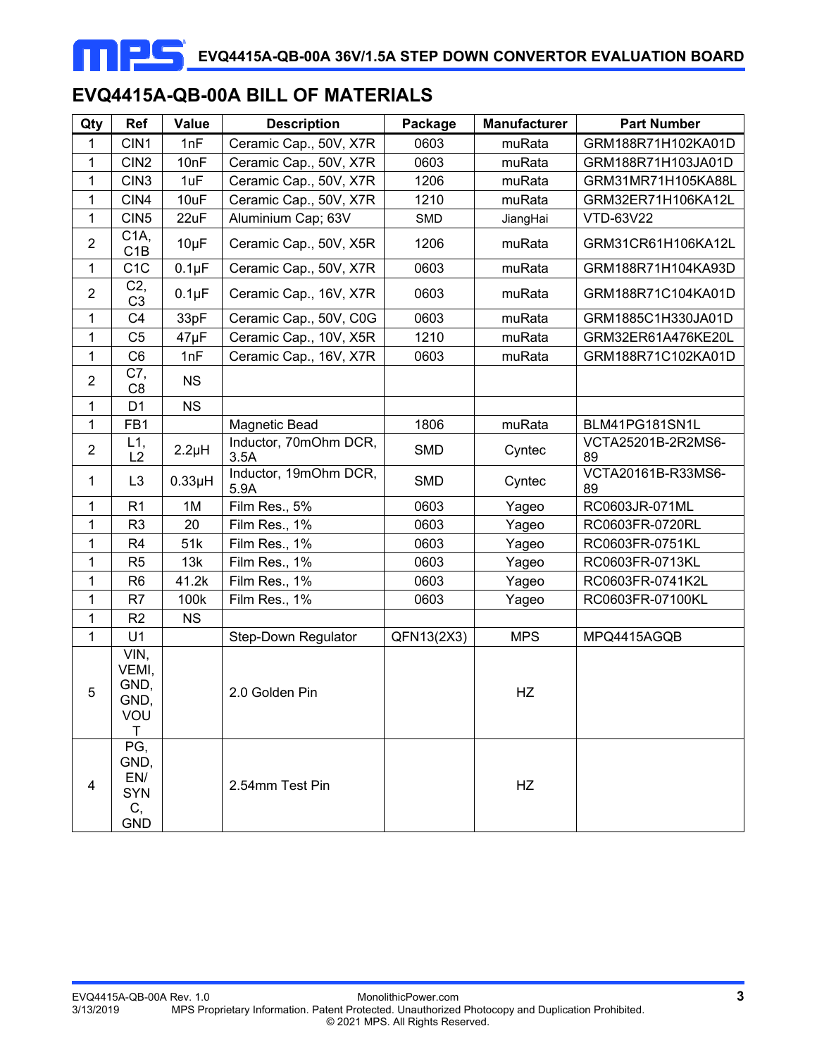## EVQ4415A-QB-00A BILL OF MATERIALS

| Qty | Ref | Value | Description | Package | Manufacturer | Part Number |
|---|---|---|---|---|---|---|
| 1 | CIN1 | 1nF | Ceramic Cap., 50V, X7R | 0603 | muRata | GRM188R71H102KA01D |
| 1 | CIN2 | 10nF | Ceramic Cap., 50V, X7R | 0603 | muRata | GRM188R71H103JA01D |
| 1 | CIN3 | 1uF | Ceramic Cap., 50V, X7R | 1206 | muRata | GRM31MR71H105KA88L |
| 1 | CIN4 | 10uF | Ceramic Cap., 50V, X7R | 1210 | muRata | GRM32ER71H106KA12L |
| 1 | CIN5 | 22uF | Aluminium Cap; 63V | SMD | JiangHai | VTD-63V22 |
| 2 | C1A, C1B | 10μF | Ceramic Cap., 50V, X5R | 1206 | muRata | GRM31CR61H106KA12L |
| 1 | C1C | 0.1μF | Ceramic Cap., 50V, X7R | 0603 | muRata | GRM188R71H104KA93D |
| 2 | C2, C3 | 0.1μF | Ceramic Cap., 16V, X7R | 0603 | muRata | GRM188R71C104KA01D |
| 1 | C4 | 33pF | Ceramic Cap., 50V, C0G | 0603 | muRata | GRM1885C1H330JA01D |
| 1 | C5 | 47μF | Ceramic Cap., 10V, X5R | 1210 | muRata | GRM32ER61A476KE20L |
| 1 | C6 | 1nF | Ceramic Cap., 16V, X7R | 0603 | muRata | GRM188R71C102KA01D |
| 2 | C7, C8 | NS | | | | |
| 1 | D1 | NS | | | | |
| 1 | FB1 | | Magnetic Bead | 1806 | muRata | BLM41PG181SN1L |
| 2 | L1, L2 | 2.2μH | Inductor, 70mOhm DCR, 3.5A | SMD | Cyntec | VCTA25201B-2R2MS6-89 |
| 1 | L3 | 0.33μH | Inductor, 19mOhm DCR, 5.9A | SMD | Cyntec | VCTA20161B-R33MS6-89 |
| 1 | R1 | 1M | Film Res., 5% | 0603 | Yageo | RC0603JR-071ML |
| 1 | R3 | 20 | Film Res., 1% | 0603 | Yageo | RC0603FR-0720RL |
| 1 | R4 | 51k | Film Res., 1% | 0603 | Yageo | RC0603FR-0751KL |
| 1 | R5 | 13k | Film Res., 1% | 0603 | Yageo | RC0603FR-0713KL |
| 1 | R6 | 41.2k | Film Res., 1% | 0603 | Yageo | RC0603FR-0741K2L |
| 1 | R7 | 100k | Film Res., 1% | 0603 | Yageo | RC0603FR-07100KL |
| 1 | R2 | NS | | | | |
| 1 | U1 | | Step-Down Regulator | QFN13(2X3) | MPS | MPQ4415AGQB |
| 5 | VIN, VEMI, GND, GND, VOUT | | 2.0 Golden Pin | | HZ | |
| 4 | PG, GND, EN/SYNC, GND | | 2.54mm Test Pin | | HZ | |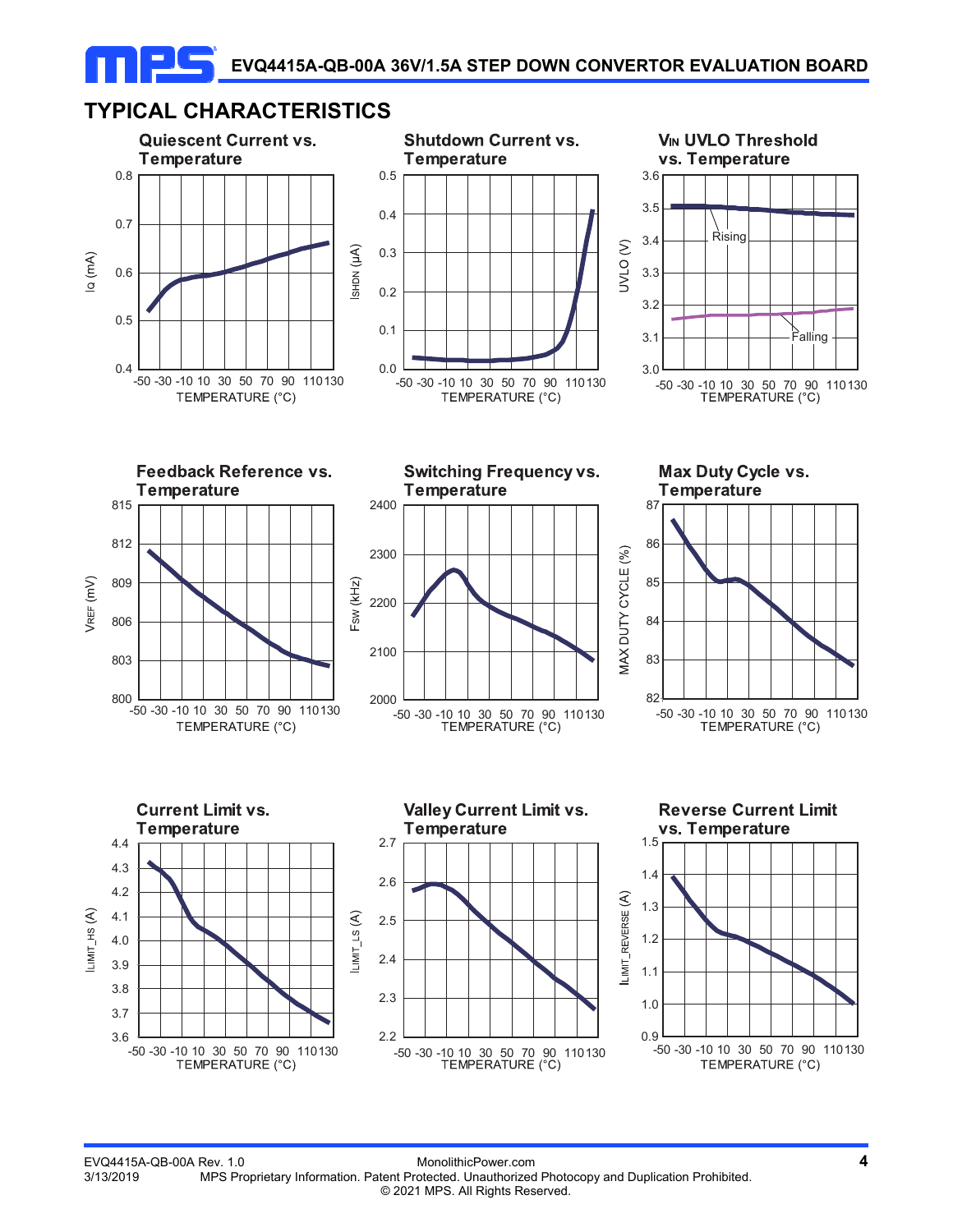## TYPICAL CHARACTERISTICS

**Quiescent Current vs. Temperature**

**Shutdown Current vs. Temperature**

**$V_{IN}$ UVLO Threshold vs. Temperature**

**Feedback Reference vs. Temperature**

**Switching Frequency vs. Temperature**

**Max Duty Cycle vs. Temperature**

**Current Limit vs. Temperature**

**Valley Current Limit vs. Temperature**

**Reverse Current Limit vs. Temperature**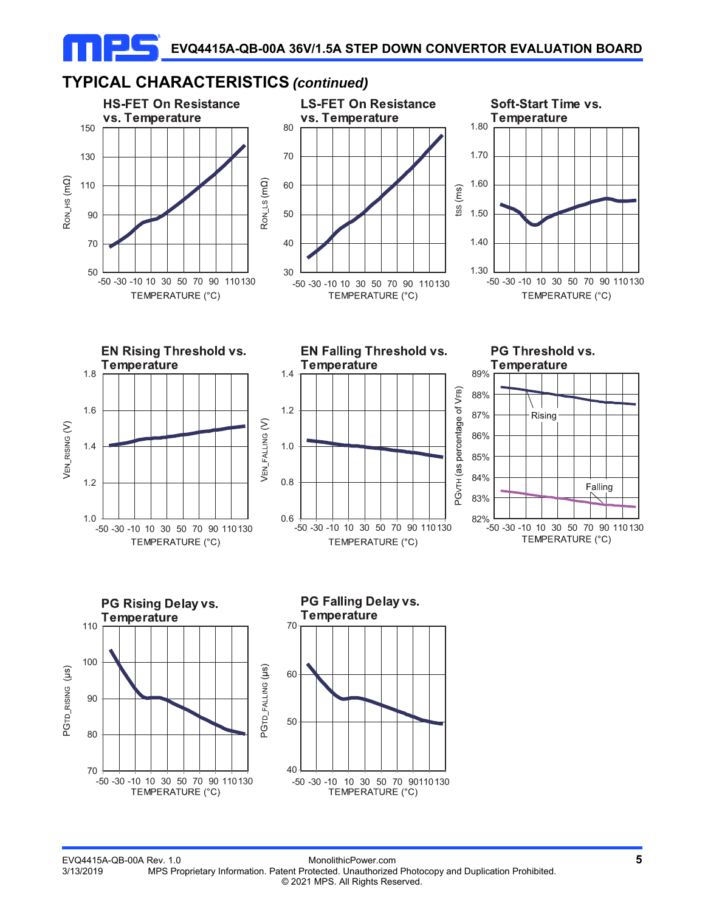## TYPICAL CHARACTERISTICS *(continued)*

**HS-FET On Resistance vs. Temperature**

**LS-FET On Resistance vs. Temperature**

**Soft-Start Time vs. Temperature**

**EN Rising Threshold vs. Temperature**

**EN Falling Threshold vs. Temperature**

**PG Threshold vs. Temperature**

**PG Rising Delay vs. Temperature**

**PG Falling Delay vs. Temperature**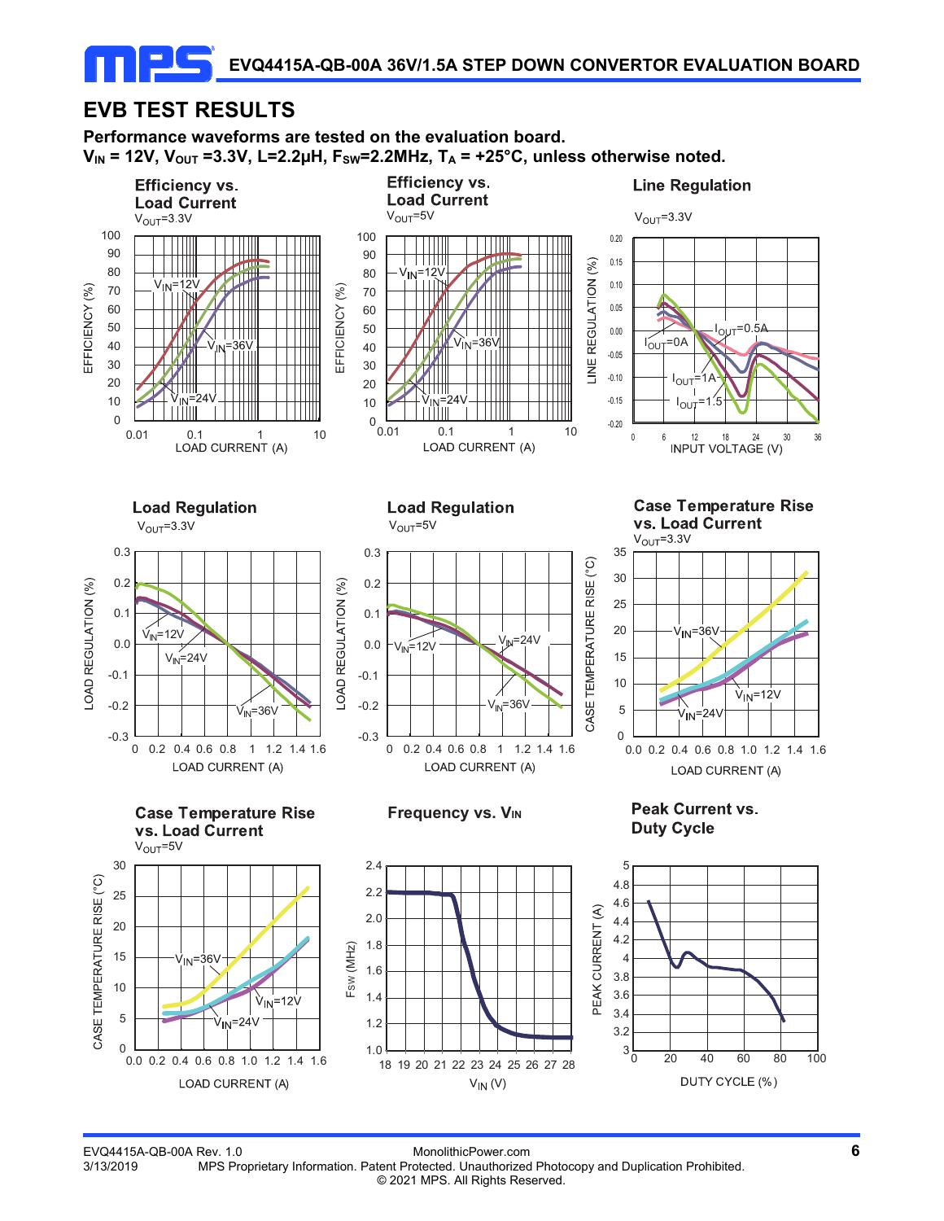## EVB TEST RESULTS

**Performance waveforms are tested on the evaluation board.**
**$V_{IN}$ = 12V, $V_{OUT}$ =3.3V, L=2.2µH, $F_{SW}$=2.2MHz, $T_A$ = +25°C, unless otherwise noted.**

**Efficiency vs. Load Current**
$V_{OUT}$=3.3V

**Efficiency vs. Load Current**
$V_{OUT}$=5V

**Line Regulation**
$V_{OUT}$=3.3V

**Load Regulation**
$V_{OUT}$=3.3V

**Load Regulation**
$V_{OUT}$=5V

**Case Temperature Rise vs. Load Current**
$V_{OUT}$=3.3V

**Case Temperature Rise vs. Load Current**
$V_{OUT}$=5V

**Frequency vs. $V_{IN}$**

**Peak Current vs. Duty Cycle**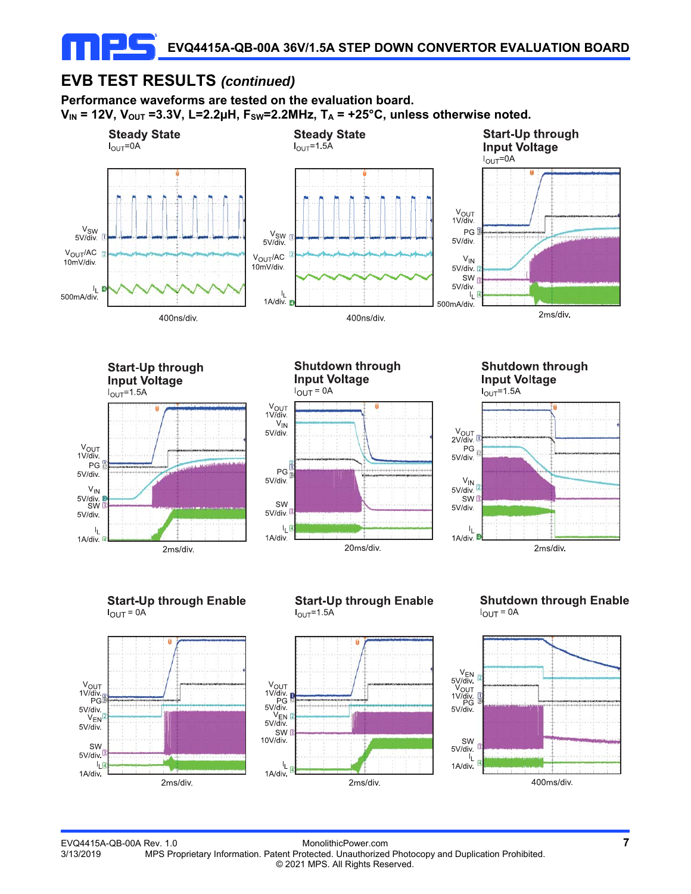## EVB TEST RESULTS *(continued)*

**Performance waveforms are tested on the evaluation board.**
**$V_{IN}$ = 12V, $V_{OUT}$ =3.3V, L=2.2µH, $F_{SW}$=2.2MHz, $T_A$ = +25°C, unless otherwise noted.**

**Steady State**
$I_{OUT}$=0A

$V_{SW}$ 5V/div.
$V_{OUT}$/AC 10mV/div.
$I_L$ 500mA/div.
400ns/div.

**Steady State**
$I_{OUT}$=1.5A

$V_{SW}$ 5V/div.
$V_{OUT}$/AC 10mV/div.
$I_L$ 1A/div.
400ns/div.

**Start-Up through Input Voltage**
$I_{OUT}$=0A

$V_{OUT}$ 1V/div.
PG 5V/div.
$V_{IN}$ 5V/div.
SW 5V/div.
$I_L$ 500mA/div.
2ms/div.

**Start-Up through Input Voltage**
$I_{OUT}$=1.5A

$V_{OUT}$ 1V/div.
PG 5V/div.
$V_{IN}$ 5V/div.
SW 5V/div.
$I_L$ 1A/div.
2ms/div.

**Shutdown through Input Voltage**
$I_{OUT}$ = 0A

$V_{OUT}$ 1V/div.
$V_{IN}$ 5V/div.
PG 5V/div.
SW 5V/div.
$I_L$ 1A/div.
20ms/div.

**Shutdown through Input Voltage**
$I_{OUT}$=1.5A

$V_{OUT}$ 2V/div.
PG 5V/div.
$V_{IN}$ 5V/div.
SW 5V/div.
$I_L$ 1A/div.
2ms/div.

**Start-Up through Enable**
$I_{OUT}$ = 0A

$V_{OUT}$ 1V/div.
PG 5V/div.
$V_{EN}$ 5V/div.
SW 5V/div.
$I_L$ 1A/div.
2ms/div.

**Start-Up through Enable**
$I_{OUT}$=1.5A

$V_{OUT}$ 1V/div.
PG 5V/div.
$V_{EN}$ 5V/div.
SW 10V/div.
$I_L$ 1A/div.
2ms/div.

**Shutdown through Enable**
$I_{OUT}$ = 0A

$V_{EN}$ 5V/div.
$V_{OUT}$ 1V/div.
PG 5V/div.
SW 5V/div.
$I_L$ 1A/div.
400ms/div.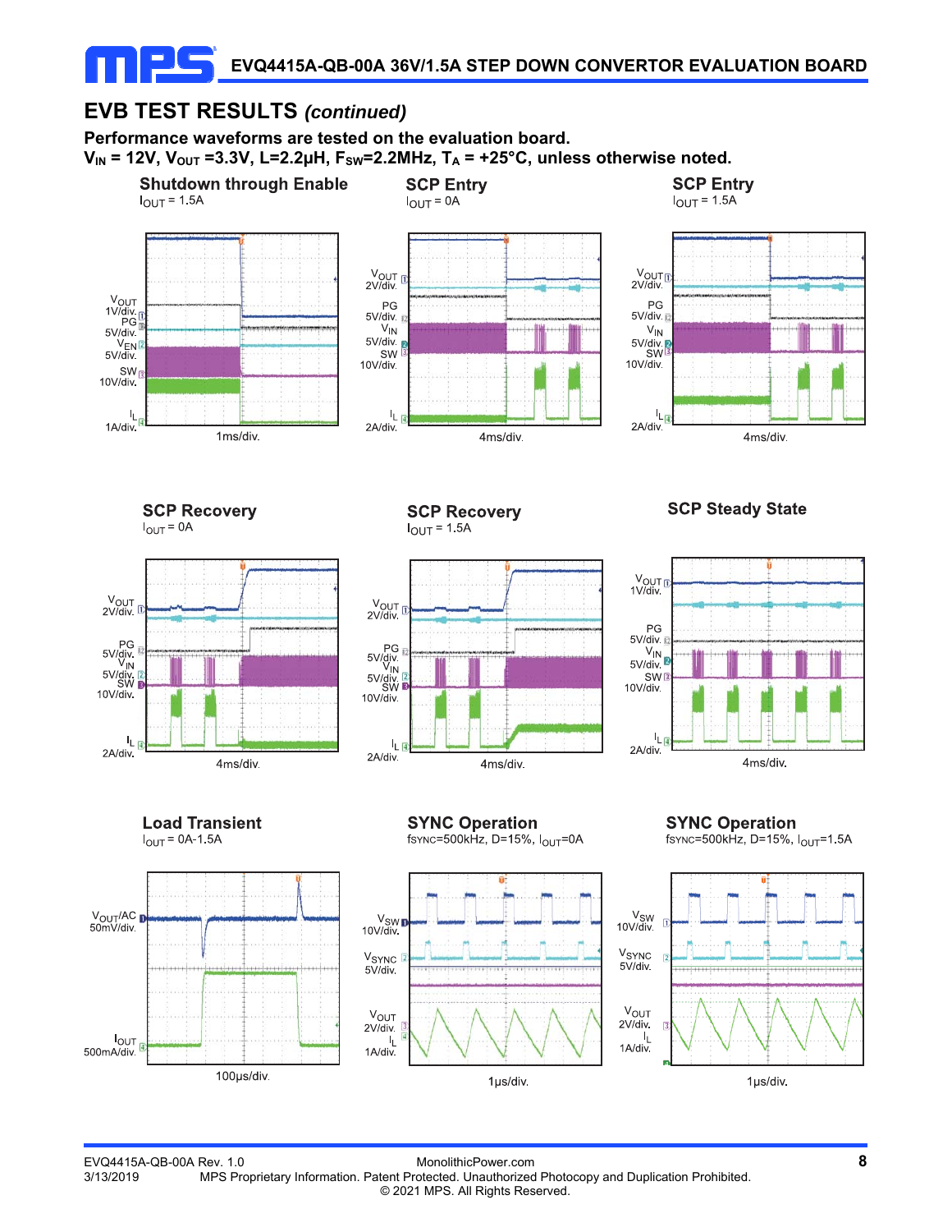## EVB TEST RESULTS *(continued)*

**Performance waveforms are tested on the evaluation board.**
**$V_{IN}$ = 12V, $V_{OUT}$ =3.3V, L=2.2µH, $F_{SW}$=2.2MHz, $T_A$ = +25°C, unless otherwise noted.**

**Shutdown through Enable**
$I_{OUT}$ = 1.5A

$V_{OUT}$ 1V/div., PG 5V/div., $V_{EN}$ 5V/div., SW 10V/div., $I_L$ 1A/div., 1ms/div.

**SCP Entry**
$I_{OUT}$ = 0A

$V_{OUT}$ 2V/div., PG 5V/div., $V_{IN}$ 5V/div., SW 10V/div., $I_L$ 2A/div., 4ms/div.

**SCP Entry**
$I_{OUT}$ = 1.5A

$V_{OUT}$ 2V/div., PG 5V/div., $V_{IN}$ 5V/div., SW 10V/div., $I_L$ 2A/div., 4ms/div.

**SCP Recovery**
$I_{OUT}$ = 0A

$V_{OUT}$ 2V/div., PG 5V/div., $V_{IN}$ 5V/div., SW 10V/div., $I_L$ 2A/div., 4ms/div.

**SCP Recovery**
$I_{OUT}$ = 1.5A

$V_{OUT}$ 2V/div., PG 5V/div., $V_{IN}$ 5V/div., SW 10V/div., $I_L$ 2A/div., 4ms/div.

**SCP Steady State**

$V_{OUT}$ 1V/div., PG 5V/div., $V_{IN}$ 5V/div., SW 10V/div., $I_L$ 2A/div., 4ms/div.

**Load Transient**
$I_{OUT}$ = 0A-1.5A

$V_{OUT}$/AC 50mV/div., $I_{OUT}$ 500mA/div., 100µs/div.

**SYNC Operation**
$f_{SYNC}$=500kHz, D=15%, $I_{OUT}$=0A

$V_{SW}$ 10V/div., $V_{SYNC}$ 5V/div., $V_{OUT}$ 2V/div., $I_L$ 1A/div., 1µs/div.

**SYNC Operation**
$f_{SYNC}$=500kHz, D=15%, $I_{OUT}$=1.5A

$V_{SW}$ 10V/div., $V_{SYNC}$ 5V/div., $V_{OUT}$ 2V/div., $I_L$ 1A/div., 1µs/div.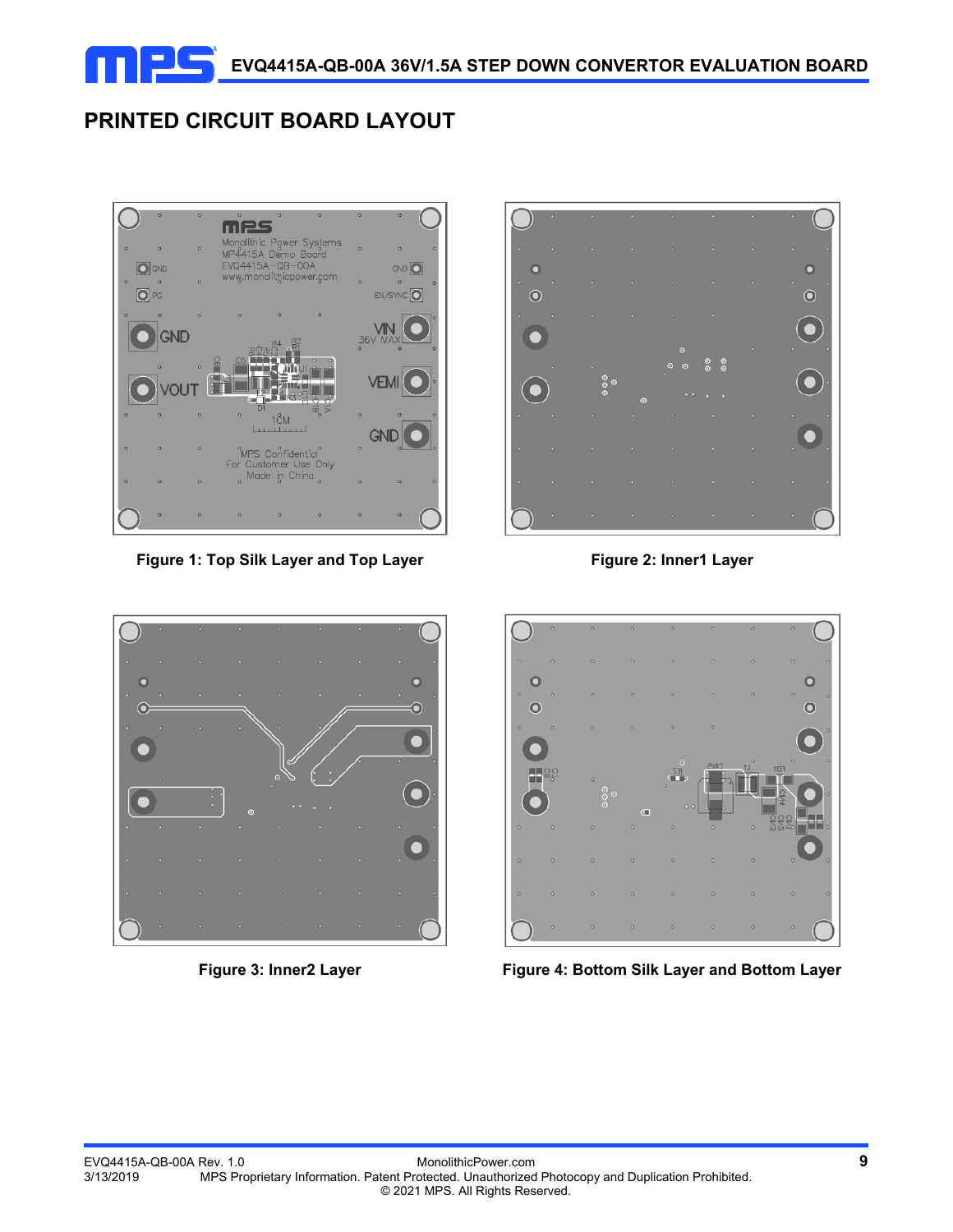## PRINTED CIRCUIT BOARD LAYOUT

**Figure 1: Top Silk Layer and Top Layer**

**Figure 2: Inner1 Layer**

**Figure 3: Inner2 Layer**

**Figure 4: Bottom Silk Layer and Bottom Layer**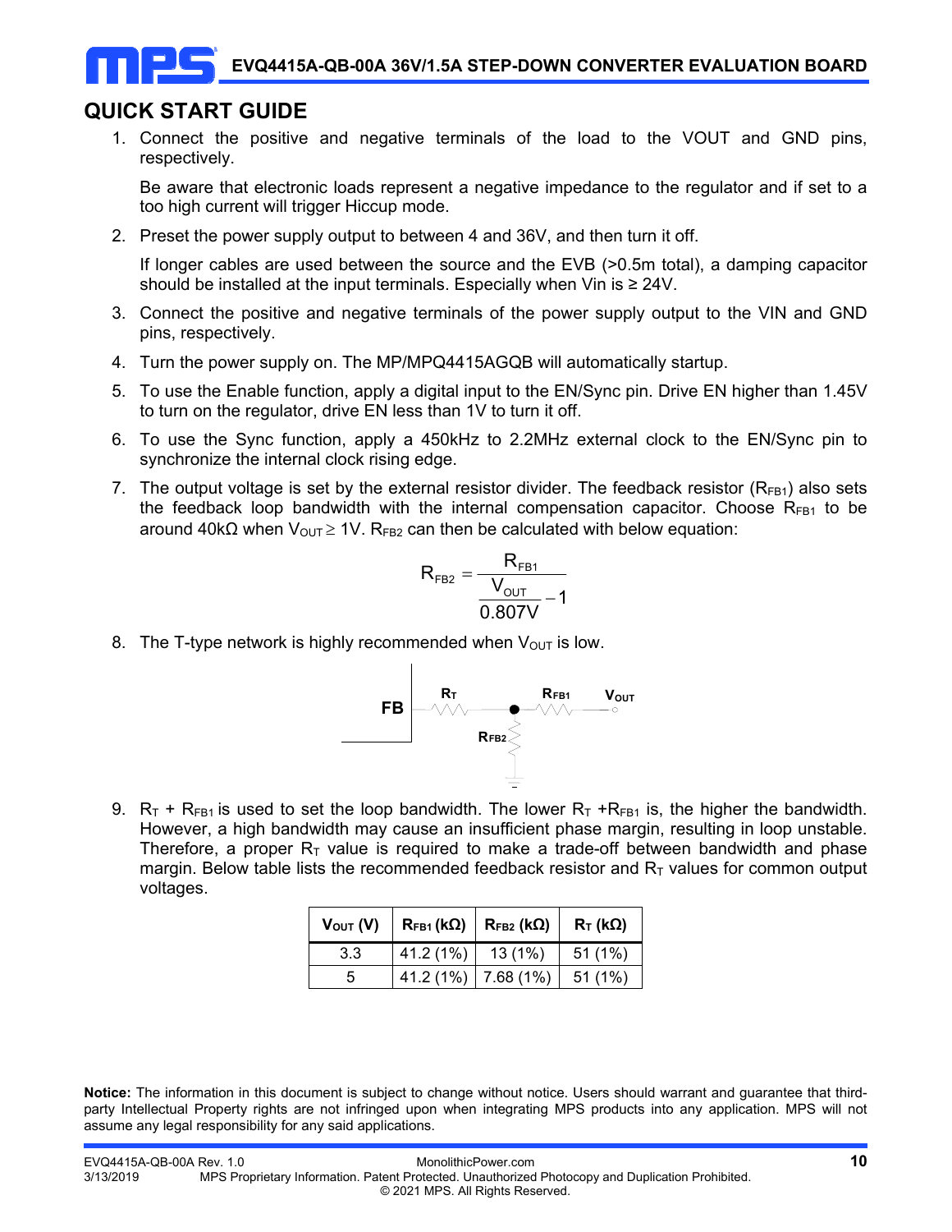## QUICK START GUIDE

1. Connect the positive and negative terminals of the load to the VOUT and GND pins, respectively.

   Be aware that electronic loads represent a negative impedance to the regulator and if set to a too high current will trigger Hiccup mode.

2. Preset the power supply output to between 4 and 36V, and then turn it off.

   If longer cables are used between the source and the EVB (>0.5m total), a damping capacitor should be installed at the input terminals. Especially when Vin is ≥ 24V.

3. Connect the positive and negative terminals of the power supply output to the VIN and GND pins, respectively.

4. Turn the power supply on. The MP/MPQ4415AGQB will automatically startup.

5. To use the Enable function, apply a digital input to the EN/Sync pin. Drive EN higher than 1.45V to turn on the regulator, drive EN less than 1V to turn it off.

6. To use the Sync function, apply a 450kHz to 2.2MHz external clock to the EN/Sync pin to synchronize the internal clock rising edge.

7. The output voltage is set by the external resistor divider. The feedback resistor ($R_{FB1}$) also sets the feedback loop bandwidth with the internal compensation capacitor. Choose $R_{FB1}$ to be around 40kΩ when $V_{OUT} \geq 1V$. $R_{FB2}$ can then be calculated with below equation:

$$R_{FB2} = \frac{R_{FB1}}{\frac{V_{OUT}}{0.807V} - 1}$$

8. The T-type network is highly recommended when $V_{OUT}$ is low.

FB
$R_T$
$R_{FB1}$
$V_{OUT}$
$R_{FB2}$

9. $R_T$ + $R_{FB1}$ is used to set the loop bandwidth. The lower $R_T + R_{FB1}$ is, the higher the bandwidth. However, a high bandwidth may cause an insufficient phase margin, resulting in loop unstable. Therefore, a proper $R_T$ value is required to make a trade-off between bandwidth and phase margin. Below table lists the recommended feedback resistor and $R_T$ values for common output voltages.

| $V_{OUT}$ (V) | $R_{FB1}$ (kΩ) | $R_{FB2}$ (kΩ) | $R_T$ (kΩ) |
|---|---|---|---|
| 3.3 | 41.2 (1%) | 13 (1%) | 51 (1%) |
| 5 | 41.2 (1%) | 7.68 (1%) | 51 (1%) |

**Notice:** The information in this document is subject to change without notice. Users should warrant and guarantee that third-party Intellectual Property rights are not infringed upon when integrating MPS products into any application. MPS will not assume any legal responsibility for any said applications.